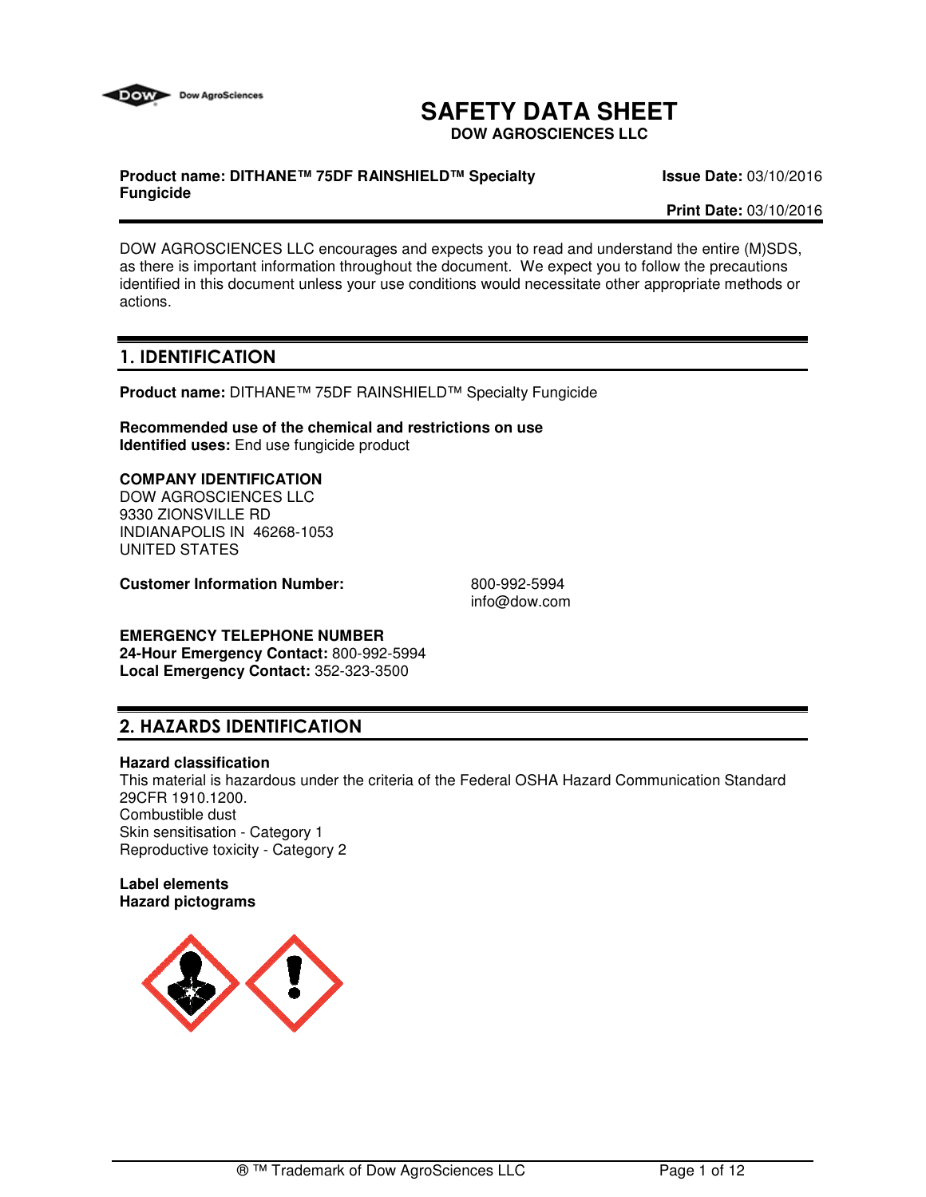# SAFETY DATA SHEET

**DOW AGROSCIENCES LLC**

**Product name: DITHANE™ 75DF RAINSHIELD™ Specialty Fungicide**

**Issue Date:** 03/10/2016

**Print Date:** 03/10/2016

DOW AGROSCIENCES LLC encourages and expects you to read and understand the entire (M)SDS, as there is important information throughout the document. We expect you to follow the precautions identified in this document unless your use conditions would necessitate other appropriate methods or actions.

## 1. IDENTIFICATION

**Product name:** DITHANE™ 75DF RAINSHIELD™ Specialty Fungicide

**Recommended use of the chemical and restrictions on use**
**Identified uses:** End use fungicide product

**COMPANY IDENTIFICATION**
DOW AGROSCIENCES LLC
9330 ZIONSVILLE RD
INDIANAPOLIS IN 46268-1053
UNITED STATES

**Customer Information Number:** 800-992-5994
info@dow.com

**EMERGENCY TELEPHONE NUMBER**
**24-Hour Emergency Contact:** 800-992-5994
**Local Emergency Contact:** 352-323-3500

## 2. HAZARDS IDENTIFICATION

**Hazard classification**
This material is hazardous under the criteria of the Federal OSHA Hazard Communication Standard 29CFR 1910.1200.
Combustible dust
Skin sensitisation - Category 1
Reproductive toxicity - Category 2

**Label elements**
**Hazard pictograms**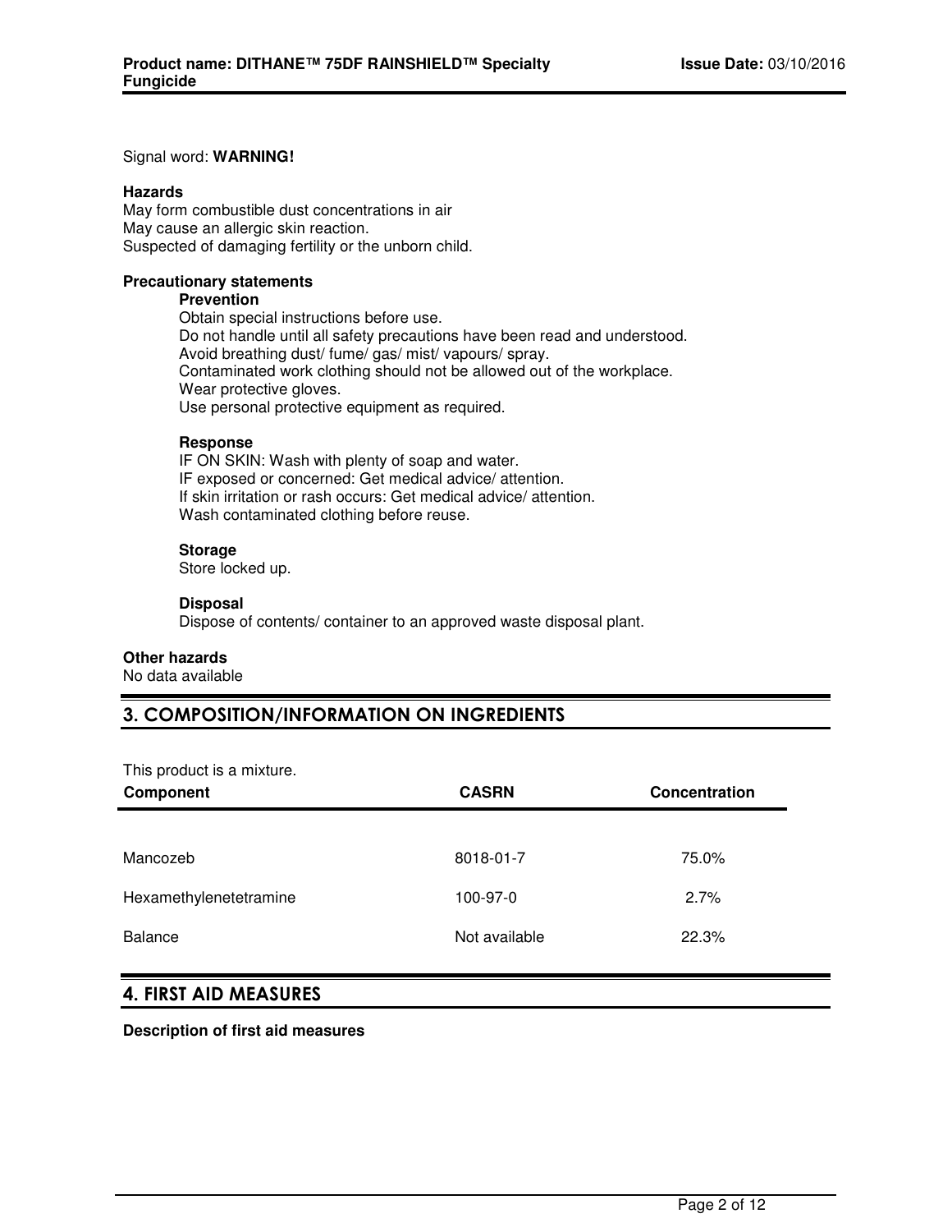Signal word: **WARNING!**

**Hazards**

May form combustible dust concentrations in air
May cause an allergic skin reaction.
Suspected of damaging fertility or the unborn child.

**Precautionary statements**

**Prevention**

Obtain special instructions before use.
Do not handle until all safety precautions have been read and understood.
Avoid breathing dust/ fume/ gas/ mist/ vapours/ spray.
Contaminated work clothing should not be allowed out of the workplace.
Wear protective gloves.
Use personal protective equipment as required.

**Response**

IF ON SKIN: Wash with plenty of soap and water.
IF exposed or concerned: Get medical advice/ attention.
If skin irritation or rash occurs: Get medical advice/ attention.
Wash contaminated clothing before reuse.

**Storage**

Store locked up.

**Disposal**

Dispose of contents/ container to an approved waste disposal plant.

**Other hazards**

No data available

## 3. COMPOSITION/INFORMATION ON INGREDIENTS

This product is a mixture.

| Component | CASRN | Concentration |
|---|---|---|
| Mancozeb | 8018-01-7 | 75.0% |
| Hexamethylenetetramine | 100-97-0 | 2.7% |
| Balance | Not available | 22.3% |

## 4. FIRST AID MEASURES

**Description of first aid measures**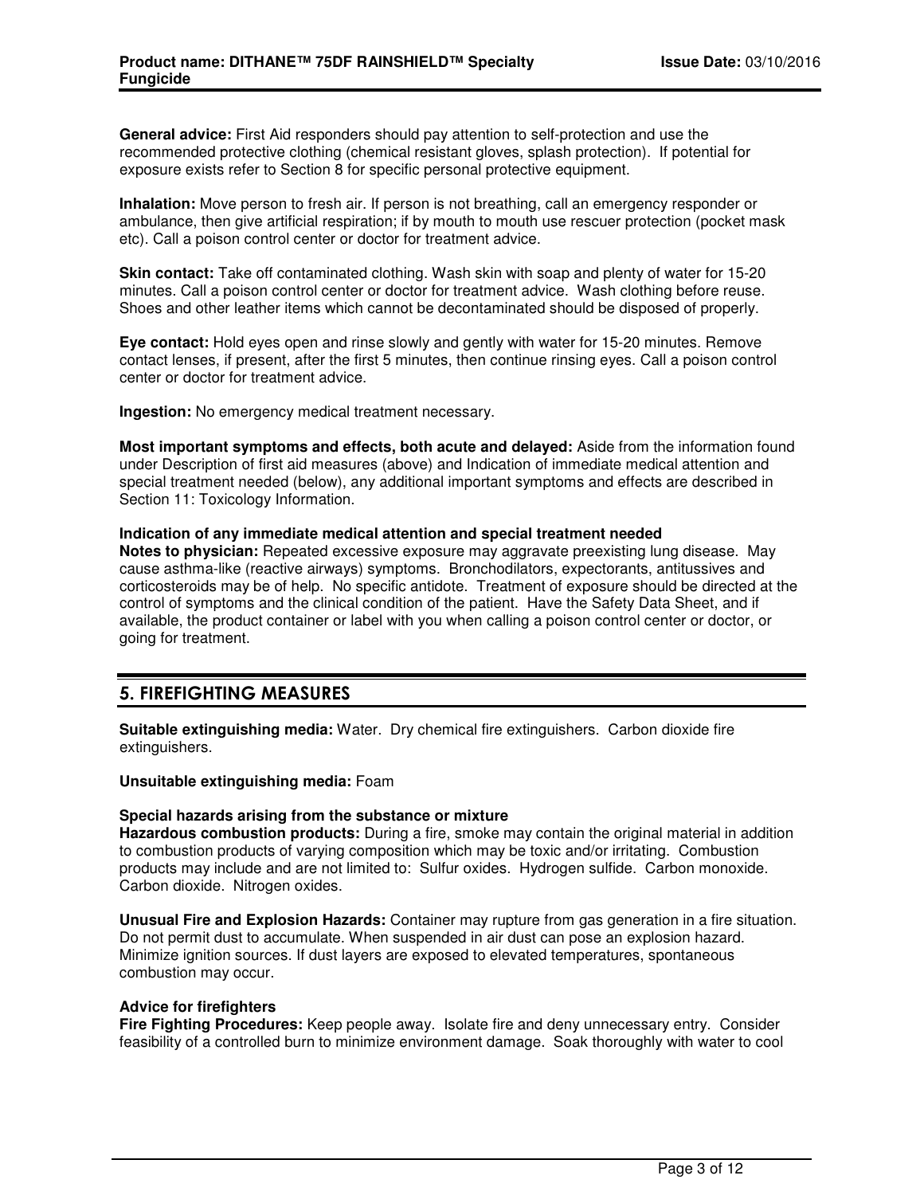**General advice:** First Aid responders should pay attention to self-protection and use the recommended protective clothing (chemical resistant gloves, splash protection). If potential for exposure exists refer to Section 8 for specific personal protective equipment.

**Inhalation:** Move person to fresh air. If person is not breathing, call an emergency responder or ambulance, then give artificial respiration; if by mouth to mouth use rescuer protection (pocket mask etc). Call a poison control center or doctor for treatment advice.

**Skin contact:** Take off contaminated clothing. Wash skin with soap and plenty of water for 15-20 minutes. Call a poison control center or doctor for treatment advice. Wash clothing before reuse. Shoes and other leather items which cannot be decontaminated should be disposed of properly.

**Eye contact:** Hold eyes open and rinse slowly and gently with water for 15-20 minutes. Remove contact lenses, if present, after the first 5 minutes, then continue rinsing eyes. Call a poison control center or doctor for treatment advice.

**Ingestion:** No emergency medical treatment necessary.

**Most important symptoms and effects, both acute and delayed:** Aside from the information found under Description of first aid measures (above) and Indication of immediate medical attention and special treatment needed (below), any additional important symptoms and effects are described in Section 11: Toxicology Information.

**Indication of any immediate medical attention and special treatment needed**
**Notes to physician:** Repeated excessive exposure may aggravate preexisting lung disease. May cause asthma-like (reactive airways) symptoms. Bronchodilators, expectorants, antitussives and corticosteroids may be of help. No specific antidote. Treatment of exposure should be directed at the control of symptoms and the clinical condition of the patient. Have the Safety Data Sheet, and if available, the product container or label with you when calling a poison control center or doctor, or going for treatment.

## 5. FIREFIGHTING MEASURES

**Suitable extinguishing media:** Water. Dry chemical fire extinguishers. Carbon dioxide fire extinguishers.

**Unsuitable extinguishing media:** Foam

**Special hazards arising from the substance or mixture**
**Hazardous combustion products:** During a fire, smoke may contain the original material in addition to combustion products of varying composition which may be toxic and/or irritating. Combustion products may include and are not limited to: Sulfur oxides. Hydrogen sulfide. Carbon monoxide. Carbon dioxide. Nitrogen oxides.

**Unusual Fire and Explosion Hazards:** Container may rupture from gas generation in a fire situation. Do not permit dust to accumulate. When suspended in air dust can pose an explosion hazard. Minimize ignition sources. If dust layers are exposed to elevated temperatures, spontaneous combustion may occur.

**Advice for firefighters**
**Fire Fighting Procedures:** Keep people away. Isolate fire and deny unnecessary entry. Consider feasibility of a controlled burn to minimize environment damage. Soak thoroughly with water to cool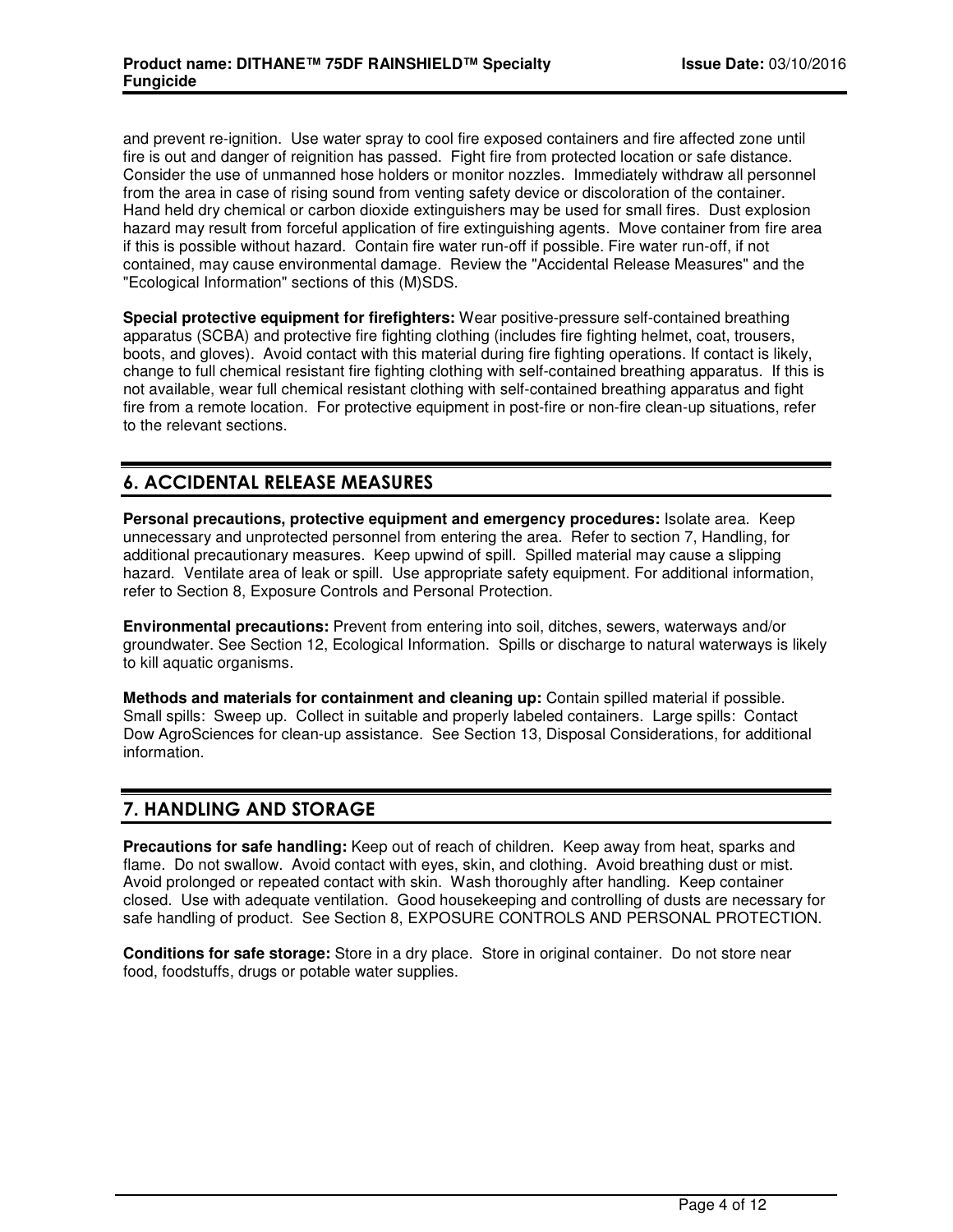and prevent re-ignition. Use water spray to cool fire exposed containers and fire affected zone until fire is out and danger of reignition has passed. Fight fire from protected location or safe distance. Consider the use of unmanned hose holders or monitor nozzles. Immediately withdraw all personnel from the area in case of rising sound from venting safety device or discoloration of the container. Hand held dry chemical or carbon dioxide extinguishers may be used for small fires. Dust explosion hazard may result from forceful application of fire extinguishing agents. Move container from fire area if this is possible without hazard. Contain fire water run-off if possible. Fire water run-off, if not contained, may cause environmental damage. Review the "Accidental Release Measures" and the "Ecological Information" sections of this (M)SDS.

**Special protective equipment for firefighters:** Wear positive-pressure self-contained breathing apparatus (SCBA) and protective fire fighting clothing (includes fire fighting helmet, coat, trousers, boots, and gloves). Avoid contact with this material during fire fighting operations. If contact is likely, change to full chemical resistant fire fighting clothing with self-contained breathing apparatus. If this is not available, wear full chemical resistant clothing with self-contained breathing apparatus and fight fire from a remote location. For protective equipment in post-fire or non-fire clean-up situations, refer to the relevant sections.

## 6. ACCIDENTAL RELEASE MEASURES

**Personal precautions, protective equipment and emergency procedures:** Isolate area. Keep unnecessary and unprotected personnel from entering the area. Refer to section 7, Handling, for additional precautionary measures. Keep upwind of spill. Spilled material may cause a slipping hazard. Ventilate area of leak or spill. Use appropriate safety equipment. For additional information, refer to Section 8, Exposure Controls and Personal Protection.

**Environmental precautions:** Prevent from entering into soil, ditches, sewers, waterways and/or groundwater. See Section 12, Ecological Information. Spills or discharge to natural waterways is likely to kill aquatic organisms.

**Methods and materials for containment and cleaning up:** Contain spilled material if possible. Small spills: Sweep up. Collect in suitable and properly labeled containers. Large spills: Contact Dow AgroSciences for clean-up assistance. See Section 13, Disposal Considerations, for additional information.

## 7. HANDLING AND STORAGE

**Precautions for safe handling:** Keep out of reach of children. Keep away from heat, sparks and flame. Do not swallow. Avoid contact with eyes, skin, and clothing. Avoid breathing dust or mist. Avoid prolonged or repeated contact with skin. Wash thoroughly after handling. Keep container closed. Use with adequate ventilation. Good housekeeping and controlling of dusts are necessary for safe handling of product. See Section 8, EXPOSURE CONTROLS AND PERSONAL PROTECTION.

**Conditions for safe storage:** Store in a dry place. Store in original container. Do not store near food, foodstuffs, drugs or potable water supplies.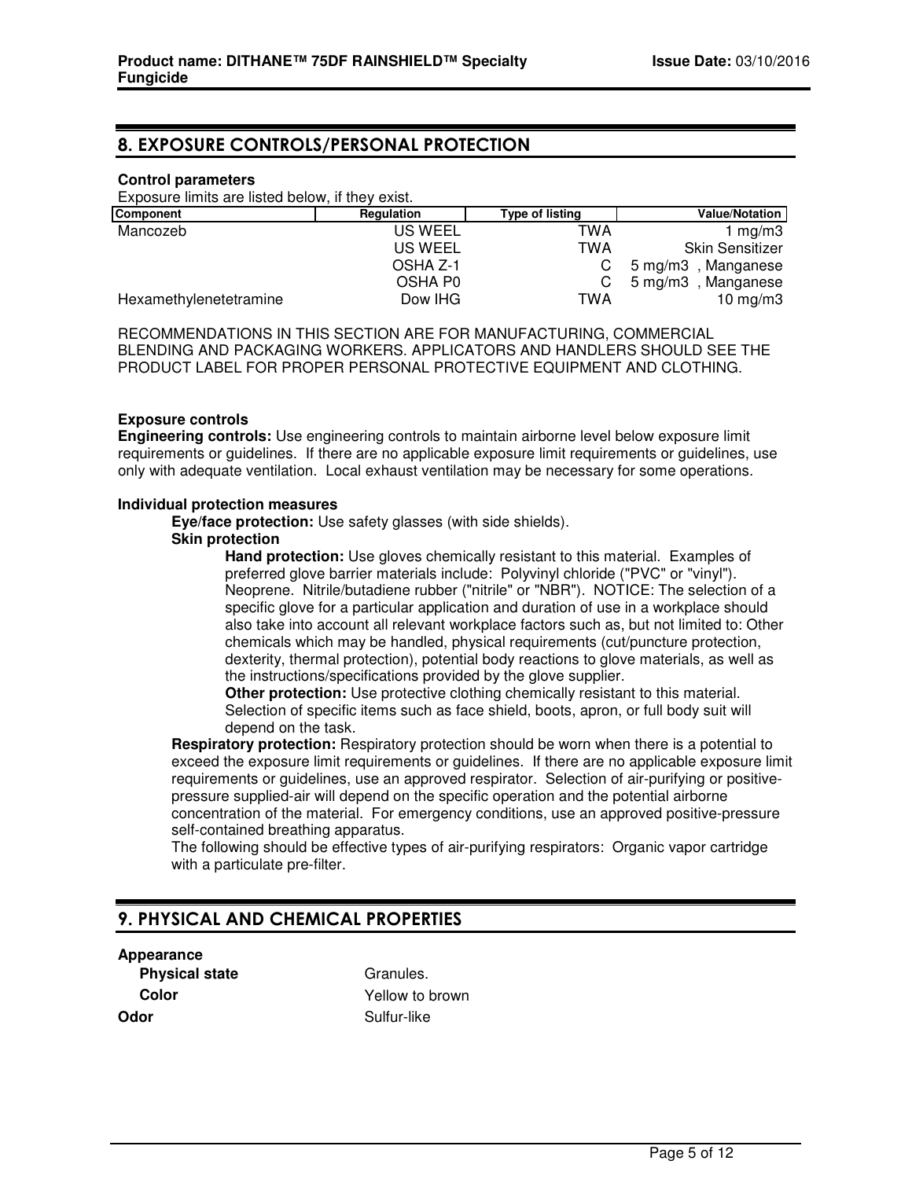## 8. EXPOSURE CONTROLS/PERSONAL PROTECTION

**Control parameters**

Exposure limits are listed below, if they exist.

| Component | Regulation | Type of listing | Value/Notation |
|---|---|---|---|
| Mancozeb | US WEEL | TWA | 1 mg/m3 |
| | US WEEL | TWA | Skin Sensitizer |
| | OSHA Z-1 | C | 5 mg/m3 , Manganese |
| | OSHA P0 | C | 5 mg/m3 , Manganese |
| Hexamethylenetetramine | Dow IHG | TWA | 10 mg/m3 |

RECOMMENDATIONS IN THIS SECTION ARE FOR MANUFACTURING, COMMERCIAL BLENDING AND PACKAGING WORKERS. APPLICATORS AND HANDLERS SHOULD SEE THE PRODUCT LABEL FOR PROPER PERSONAL PROTECTIVE EQUIPMENT AND CLOTHING.

**Exposure controls**

**Engineering controls:** Use engineering controls to maintain airborne level below exposure limit requirements or guidelines. If there are no applicable exposure limit requirements or guidelines, use only with adequate ventilation. Local exhaust ventilation may be necessary for some operations.

**Individual protection measures**

**Eye/face protection:** Use safety glasses (with side shields).

**Skin protection**

**Hand protection:** Use gloves chemically resistant to this material. Examples of preferred glove barrier materials include: Polyvinyl chloride ("PVC" or "vinyl"). Neoprene. Nitrile/butadiene rubber ("nitrile" or "NBR"). NOTICE: The selection of a specific glove for a particular application and duration of use in a workplace should also take into account all relevant workplace factors such as, but not limited to: Other chemicals which may be handled, physical requirements (cut/puncture protection, dexterity, thermal protection), potential body reactions to glove materials, as well as the instructions/specifications provided by the glove supplier.

**Other protection:** Use protective clothing chemically resistant to this material. Selection of specific items such as face shield, boots, apron, or full body suit will depend on the task.

**Respiratory protection:** Respiratory protection should be worn when there is a potential to exceed the exposure limit requirements or guidelines. If there are no applicable exposure limit requirements or guidelines, use an approved respirator. Selection of air-purifying or positive-pressure supplied-air will depend on the specific operation and the potential airborne concentration of the material. For emergency conditions, use an approved positive-pressure self-contained breathing apparatus.

The following should be effective types of air-purifying respirators: Organic vapor cartridge with a particulate pre-filter.

## 9. PHYSICAL AND CHEMICAL PROPERTIES

**Appearance**

| | |
|---|---|
| **Physical state** | Granules. |
| **Color** | Yellow to brown |
| **Odor** | Sulfur-like |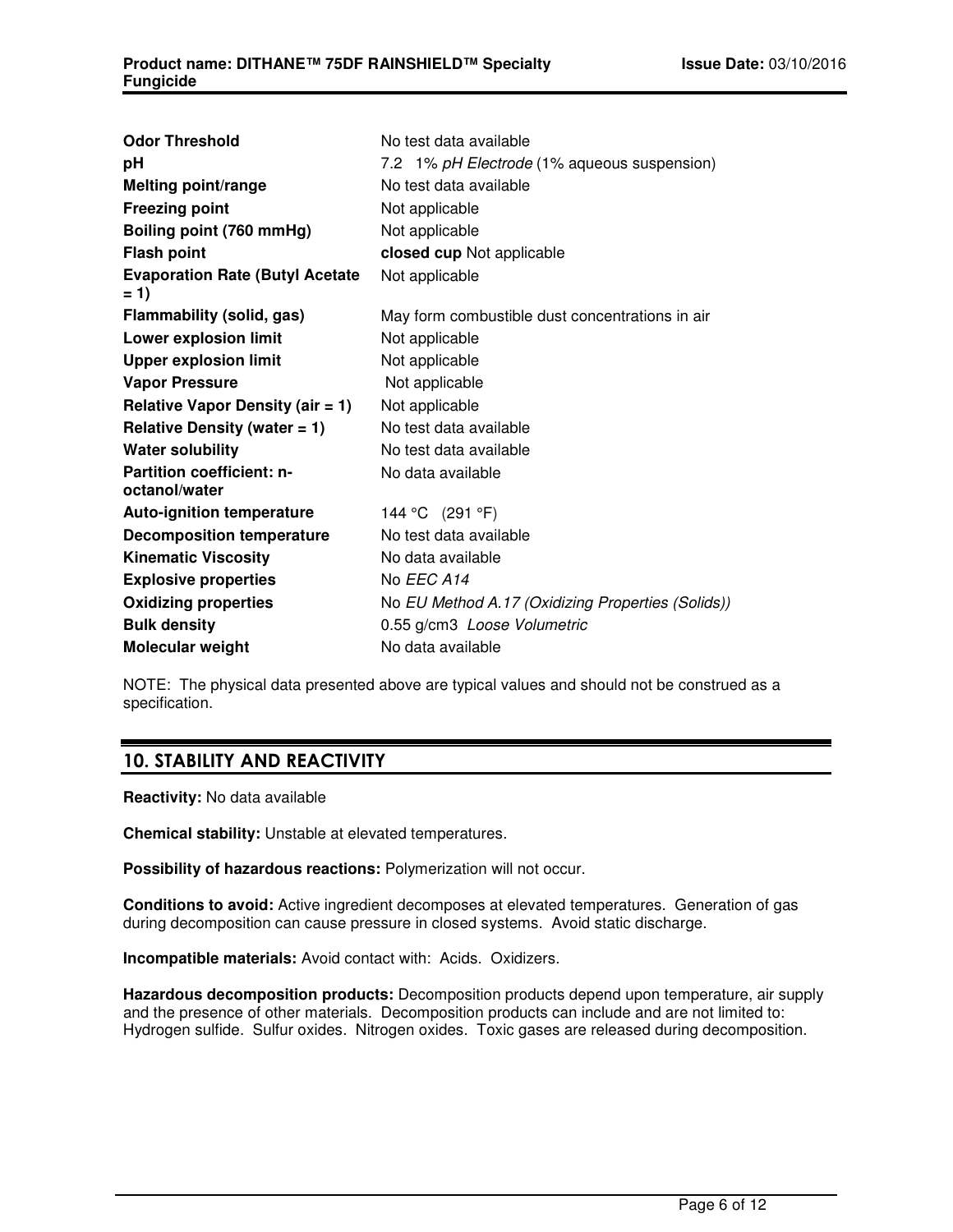| | |
|---|---|
| **Odor Threshold** | No test data available |
| **pH** | 7.2 1% *pH Electrode* (1% aqueous suspension) |
| **Melting point/range** | No test data available |
| **Freezing point** | Not applicable |
| **Boiling point (760 mmHg)** | Not applicable |
| **Flash point** | **closed cup** Not applicable |
| **Evaporation Rate (Butyl Acetate = 1)** | Not applicable |
| **Flammability (solid, gas)** | May form combustible dust concentrations in air |
| **Lower explosion limit** | Not applicable |
| **Upper explosion limit** | Not applicable |
| **Vapor Pressure** | Not applicable |
| **Relative Vapor Density (air = 1)** | Not applicable |
| **Relative Density (water = 1)** | No test data available |
| **Water solubility** | No test data available |
| **Partition coefficient: n-octanol/water** | No data available |
| **Auto-ignition temperature** | 144 °C (291 °F) |
| **Decomposition temperature** | No test data available |
| **Kinematic Viscosity** | No data available |
| **Explosive properties** | No *EEC A14* |
| **Oxidizing properties** | No *EU Method A.17 (Oxidizing Properties (Solids))* |
| **Bulk density** | 0.55 g/cm3 *Loose Volumetric* |
| **Molecular weight** | No data available |

NOTE: The physical data presented above are typical values and should not be construed as a specification.

## 10. STABILITY AND REACTIVITY

**Reactivity:** No data available

**Chemical stability:** Unstable at elevated temperatures.

**Possibility of hazardous reactions:** Polymerization will not occur.

**Conditions to avoid:** Active ingredient decomposes at elevated temperatures. Generation of gas during decomposition can cause pressure in closed systems. Avoid static discharge.

**Incompatible materials:** Avoid contact with: Acids. Oxidizers.

**Hazardous decomposition products:** Decomposition products depend upon temperature, air supply and the presence of other materials. Decomposition products can include and are not limited to: Hydrogen sulfide. Sulfur oxides. Nitrogen oxides. Toxic gases are released during decomposition.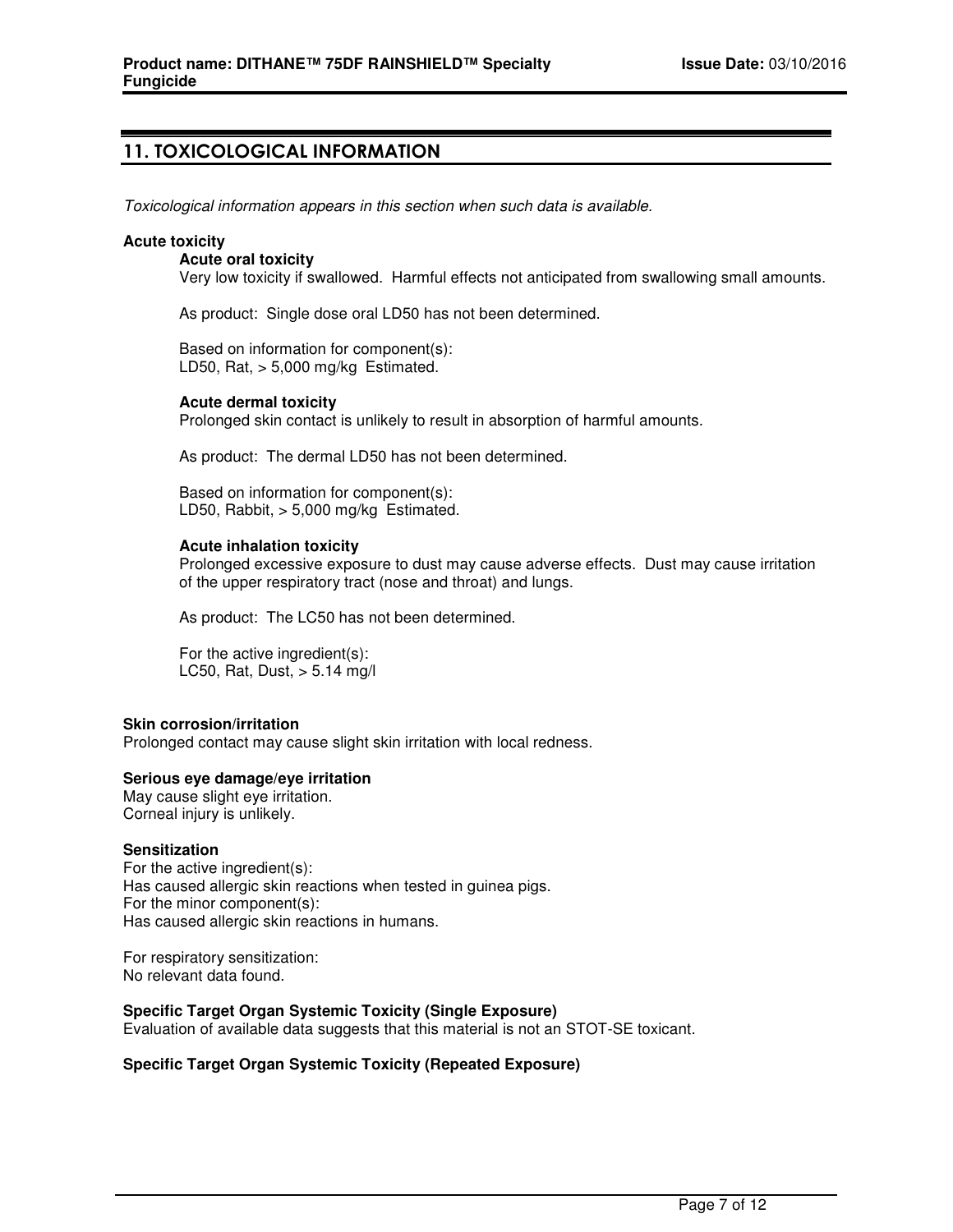## 11. TOXICOLOGICAL INFORMATION

*Toxicological information appears in this section when such data is available.*

**Acute toxicity**

**Acute oral toxicity**

Very low toxicity if swallowed. Harmful effects not anticipated from swallowing small amounts.

As product: Single dose oral LD50 has not been determined.

Based on information for component(s):
LD50, Rat, > 5,000 mg/kg Estimated.

**Acute dermal toxicity**

Prolonged skin contact is unlikely to result in absorption of harmful amounts.

As product: The dermal LD50 has not been determined.

Based on information for component(s):
LD50, Rabbit, > 5,000 mg/kg Estimated.

**Acute inhalation toxicity**

Prolonged excessive exposure to dust may cause adverse effects. Dust may cause irritation of the upper respiratory tract (nose and throat) and lungs.

As product: The LC50 has not been determined.

For the active ingredient(s):
LC50, Rat, Dust, > 5.14 mg/l

**Skin corrosion/irritation**

Prolonged contact may cause slight skin irritation with local redness.

**Serious eye damage/eye irritation**

May cause slight eye irritation.
Corneal injury is unlikely.

**Sensitization**

For the active ingredient(s):
Has caused allergic skin reactions when tested in guinea pigs.
For the minor component(s):
Has caused allergic skin reactions in humans.

For respiratory sensitization:
No relevant data found.

**Specific Target Organ Systemic Toxicity (Single Exposure)**

Evaluation of available data suggests that this material is not an STOT-SE toxicant.

**Specific Target Organ Systemic Toxicity (Repeated Exposure)**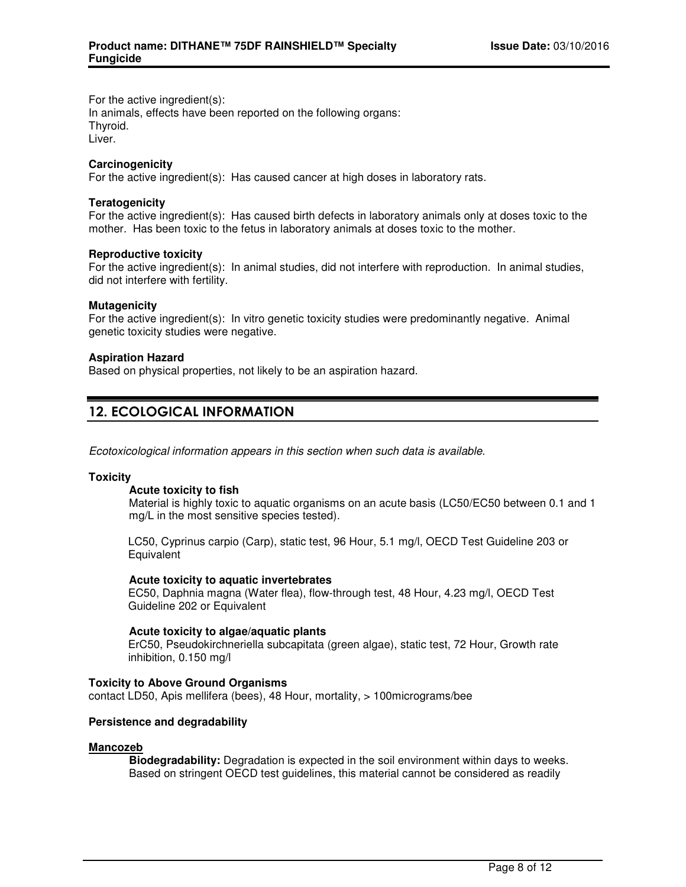For the active ingredient(s):
In animals, effects have been reported on the following organs:
Thyroid.
Liver.

**Carcinogenicity**
For the active ingredient(s): Has caused cancer at high doses in laboratory rats.

**Teratogenicity**
For the active ingredient(s): Has caused birth defects in laboratory animals only at doses toxic to the mother. Has been toxic to the fetus in laboratory animals at doses toxic to the mother.

**Reproductive toxicity**
For the active ingredient(s): In animal studies, did not interfere with reproduction. In animal studies, did not interfere with fertility.

**Mutagenicity**
For the active ingredient(s): In vitro genetic toxicity studies were predominantly negative. Animal genetic toxicity studies were negative.

**Aspiration Hazard**
Based on physical properties, not likely to be an aspiration hazard.

## 12. ECOLOGICAL INFORMATION

*Ecotoxicological information appears in this section when such data is available.*

**Toxicity**

**Acute toxicity to fish**
Material is highly toxic to aquatic organisms on an acute basis (LC50/EC50 between 0.1 and 1 mg/L in the most sensitive species tested).

LC50, Cyprinus carpio (Carp), static test, 96 Hour, 5.1 mg/l, OECD Test Guideline 203 or Equivalent

**Acute toxicity to aquatic invertebrates**
EC50, Daphnia magna (Water flea), flow-through test, 48 Hour, 4.23 mg/l, OECD Test Guideline 202 or Equivalent

**Acute toxicity to algae/aquatic plants**
ErC50, Pseudokirchneriella subcapitata (green algae), static test, 72 Hour, Growth rate inhibition, 0.150 mg/l

**Toxicity to Above Ground Organisms**
contact LD50, Apis mellifera (bees), 48 Hour, mortality, > 100micrograms/bee

**Persistence and degradability**

**Mancozeb**
**Biodegradability:** Degradation is expected in the soil environment within days to weeks. Based on stringent OECD test guidelines, this material cannot be considered as readily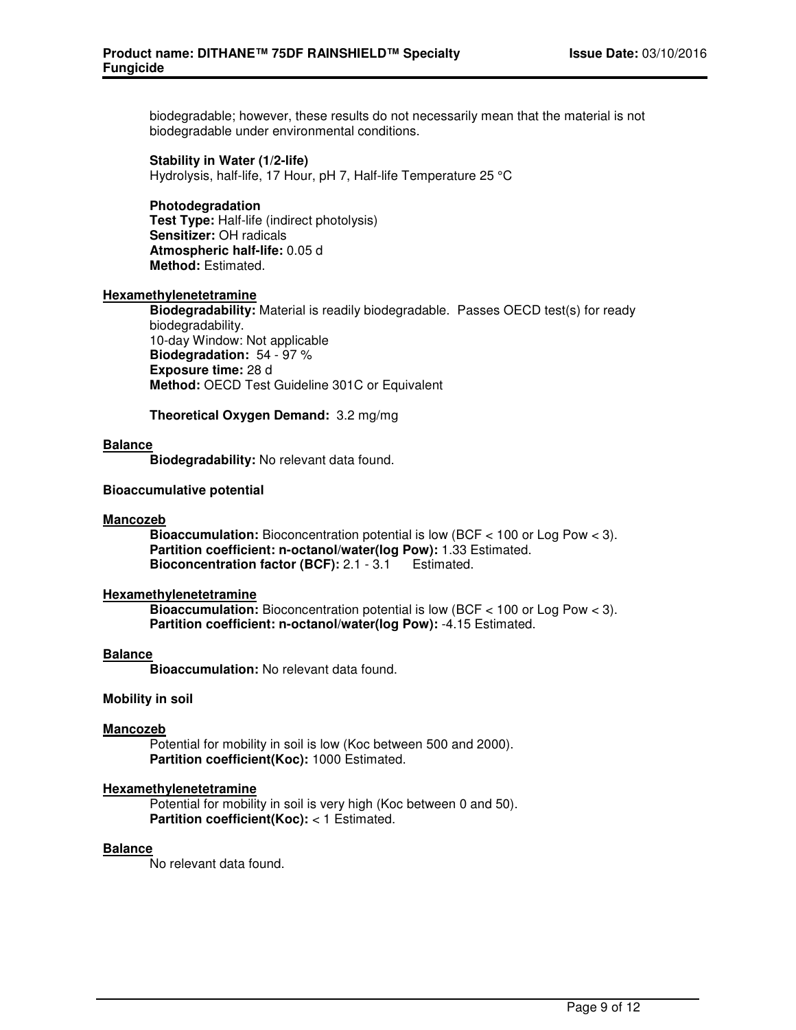biodegradable; however, these results do not necessarily mean that the material is not biodegradable under environmental conditions.

**Stability in Water (1/2-life)**
Hydrolysis, half-life, 17 Hour, pH 7, Half-life Temperature 25 °C

**Photodegradation**
**Test Type:** Half-life (indirect photolysis)
**Sensitizer:** OH radicals
**Atmospheric half-life:** 0.05 d
**Method:** Estimated.

**Hexamethylenetetramine**

**Biodegradability:** Material is readily biodegradable. Passes OECD test(s) for ready biodegradability.
10-day Window: Not applicable
**Biodegradation:** 54 - 97 %
**Exposure time:** 28 d
**Method:** OECD Test Guideline 301C or Equivalent

**Theoretical Oxygen Demand:** 3.2 mg/mg

**Balance**

**Biodegradability:** No relevant data found.

**Bioaccumulative potential**

**Mancozeb**

**Bioaccumulation:** Bioconcentration potential is low (BCF < 100 or Log Pow < 3).
**Partition coefficient: n-octanol/water(log Pow):** 1.33 Estimated.
**Bioconcentration factor (BCF):** 2.1 - 3.1 Estimated.

**Hexamethylenetetramine**

**Bioaccumulation:** Bioconcentration potential is low (BCF < 100 or Log Pow < 3).
**Partition coefficient: n-octanol/water(log Pow):** -4.15 Estimated.

**Balance**

**Bioaccumulation:** No relevant data found.

**Mobility in soil**

**Mancozeb**

Potential for mobility in soil is low (Koc between 500 and 2000).
**Partition coefficient(Koc):** 1000 Estimated.

**Hexamethylenetetramine**

Potential for mobility in soil is very high (Koc between 0 and 50).
**Partition coefficient(Koc):** < 1 Estimated.

**Balance**

No relevant data found.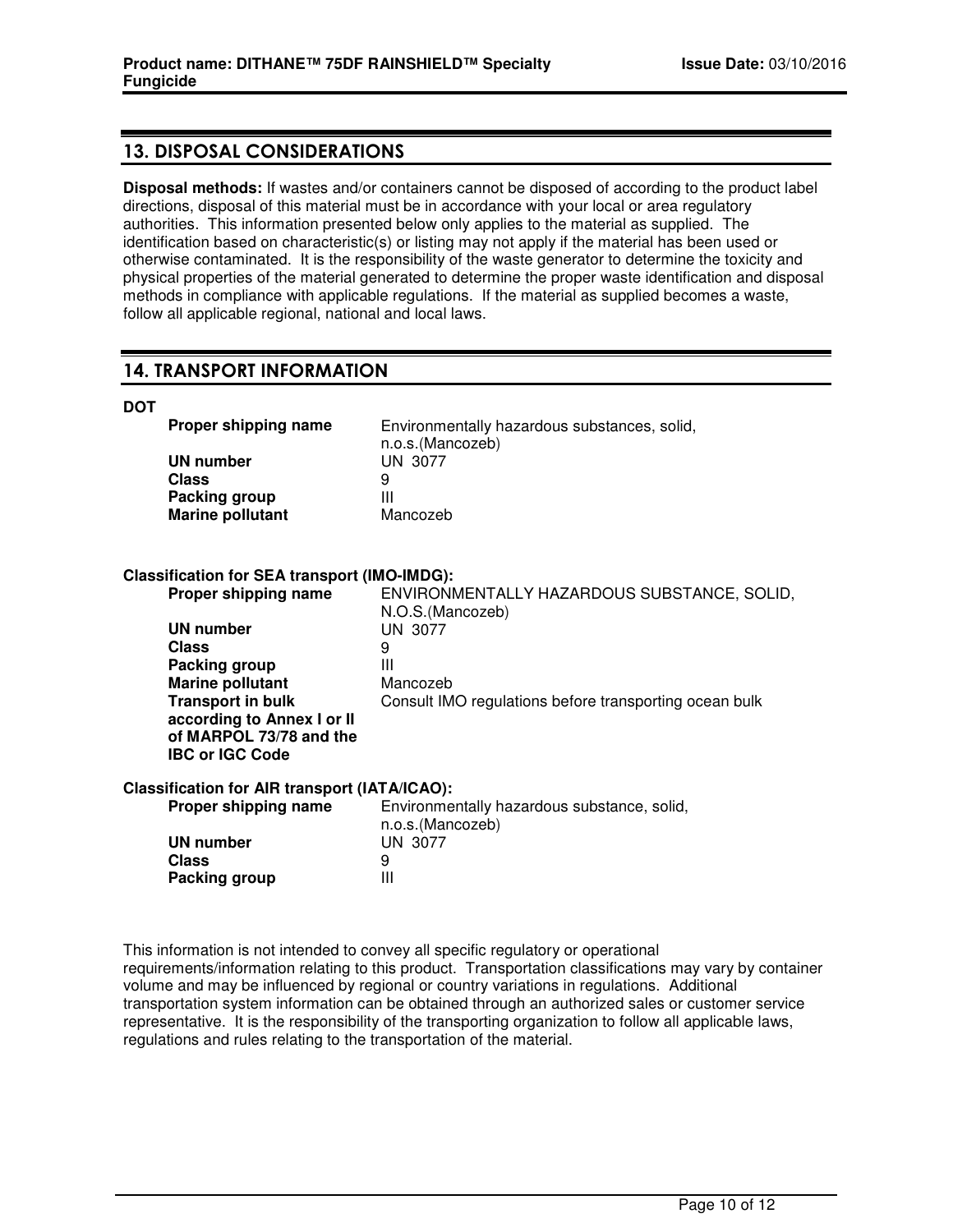## 13. DISPOSAL CONSIDERATIONS

**Disposal methods:** If wastes and/or containers cannot be disposed of according to the product label directions, disposal of this material must be in accordance with your local or area regulatory authorities. This information presented below only applies to the material as supplied. The identification based on characteristic(s) or listing may not apply if the material has been used or otherwise contaminated. It is the responsibility of the waste generator to determine the toxicity and physical properties of the material generated to determine the proper waste identification and disposal methods in compliance with applicable regulations. If the material as supplied becomes a waste, follow all applicable regional, national and local laws.

## 14. TRANSPORT INFORMATION

**DOT**

| | |
|---|---|
| **Proper shipping name** | Environmentally hazardous substances, solid, n.o.s.(Mancozeb) |
| **UN number** | UN 3077 |
| **Class** | 9 |
| **Packing group** | III |
| **Marine pollutant** | Mancozeb |

**Classification for SEA transport (IMO-IMDG):**

| | |
|---|---|
| **Proper shipping name** | ENVIRONMENTALLY HAZARDOUS SUBSTANCE, SOLID, N.O.S.(Mancozeb) |
| **UN number** | UN 3077 |
| **Class** | 9 |
| **Packing group** | III |
| **Marine pollutant** | Mancozeb |
| **Transport in bulk according to Annex I or II of MARPOL 73/78 and the IBC or IGC Code** | Consult IMO regulations before transporting ocean bulk |

**Classification for AIR transport (IATA/ICAO):**

| | |
|---|---|
| **Proper shipping name** | Environmentally hazardous substance, solid, n.o.s.(Mancozeb) |
| **UN number** | UN 3077 |
| **Class** | 9 |
| **Packing group** | III |

This information is not intended to convey all specific regulatory or operational requirements/information relating to this product. Transportation classifications may vary by container volume and may be influenced by regional or country variations in regulations. Additional transportation system information can be obtained through an authorized sales or customer service representative. It is the responsibility of the transporting organization to follow all applicable laws, regulations and rules relating to the transportation of the material.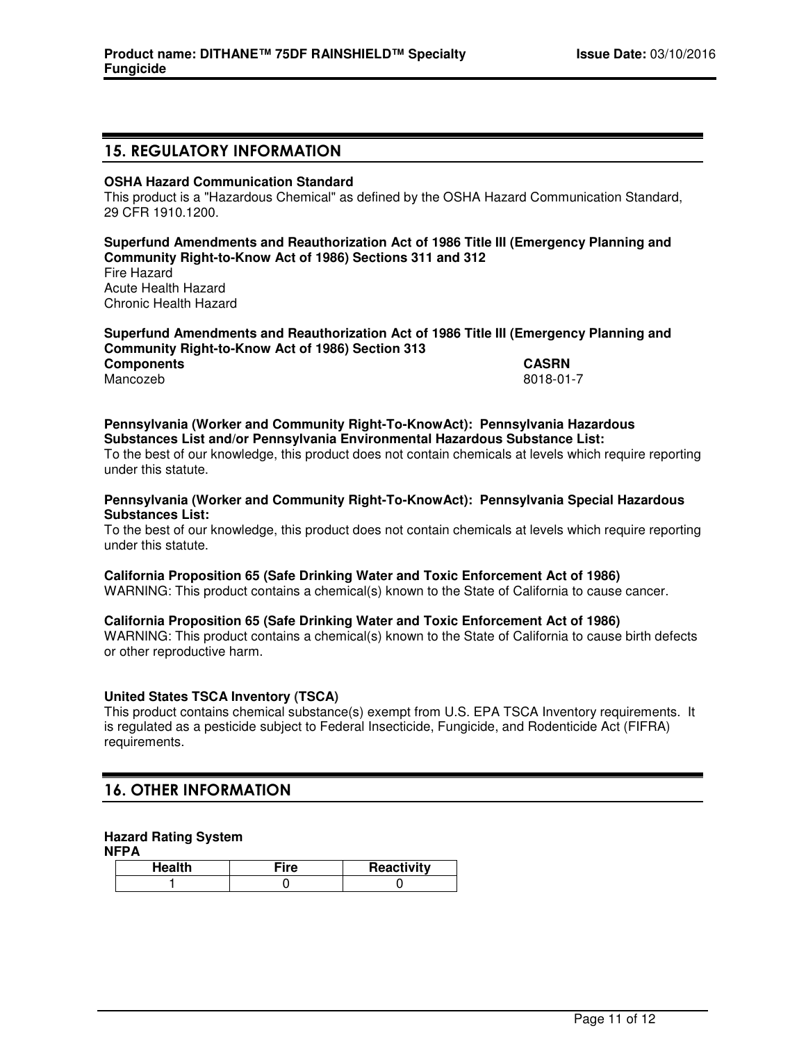## 15. REGULATORY INFORMATION

**OSHA Hazard Communication Standard**
This product is a "Hazardous Chemical" as defined by the OSHA Hazard Communication Standard, 29 CFR 1910.1200.

**Superfund Amendments and Reauthorization Act of 1986 Title III (Emergency Planning and Community Right-to-Know Act of 1986) Sections 311 and 312**
Fire Hazard
Acute Health Hazard
Chronic Health Hazard

**Superfund Amendments and Reauthorization Act of 1986 Title III (Emergency Planning and Community Right-to-Know Act of 1986) Section 313**

| Components | CASRN |
|---|---|
| Mancozeb | 8018-01-7 |

**Pennsylvania (Worker and Community Right-To-KnowAct): Pennsylvania Hazardous Substances List and/or Pennsylvania Environmental Hazardous Substance List:**
To the best of our knowledge, this product does not contain chemicals at levels which require reporting under this statute.

**Pennsylvania (Worker and Community Right-To-KnowAct): Pennsylvania Special Hazardous Substances List:**
To the best of our knowledge, this product does not contain chemicals at levels which require reporting under this statute.

**California Proposition 65 (Safe Drinking Water and Toxic Enforcement Act of 1986)**
WARNING: This product contains a chemical(s) known to the State of California to cause cancer.

**California Proposition 65 (Safe Drinking Water and Toxic Enforcement Act of 1986)**
WARNING: This product contains a chemical(s) known to the State of California to cause birth defects or other reproductive harm.

**United States TSCA Inventory (TSCA)**
This product contains chemical substance(s) exempt from U.S. EPA TSCA Inventory requirements. It is regulated as a pesticide subject to Federal Insecticide, Fungicide, and Rodenticide Act (FIFRA) requirements.

## 16. OTHER INFORMATION

**Hazard Rating System**
**NFPA**

| Health | Fire | Reactivity |
|---|---|---|
| 1 | 0 | 0 |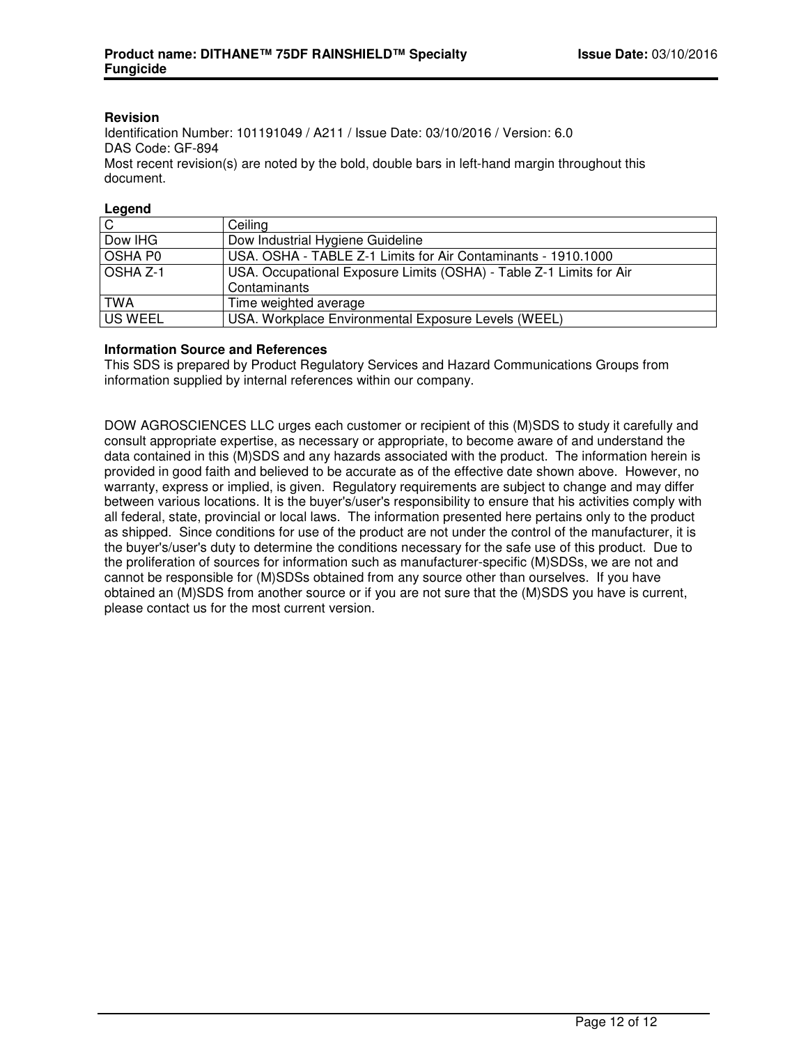**Revision**

Identification Number: 101191049 / A211 / Issue Date: 03/10/2016 / Version: 6.0
DAS Code: GF-894
Most recent revision(s) are noted by the bold, double bars in left-hand margin throughout this document.

**Legend**

| | |
|---|---|
| C | Ceiling |
| Dow IHG | Dow Industrial Hygiene Guideline |
| OSHA P0 | USA. OSHA - TABLE Z-1 Limits for Air Contaminants - 1910.1000 |
| OSHA Z-1 | USA. Occupational Exposure Limits (OSHA) - Table Z-1 Limits for Air Contaminants |
| TWA | Time weighted average |
| US WEEL | USA. Workplace Environmental Exposure Levels (WEEL) |

**Information Source and References**

This SDS is prepared by Product Regulatory Services and Hazard Communications Groups from information supplied by internal references within our company.

DOW AGROSCIENCES LLC urges each customer or recipient of this (M)SDS to study it carefully and consult appropriate expertise, as necessary or appropriate, to become aware of and understand the data contained in this (M)SDS and any hazards associated with the product. The information herein is provided in good faith and believed to be accurate as of the effective date shown above. However, no warranty, express or implied, is given. Regulatory requirements are subject to change and may differ between various locations. It is the buyer's/user's responsibility to ensure that his activities comply with all federal, state, provincial or local laws. The information presented here pertains only to the product as shipped. Since conditions for use of the product are not under the control of the manufacturer, it is the buyer's/user's duty to determine the conditions necessary for the safe use of this product. Due to the proliferation of sources for information such as manufacturer-specific (M)SDSs, we are not and cannot be responsible for (M)SDSs obtained from any source other than ourselves. If you have obtained an (M)SDS from another source or if you are not sure that the (M)SDS you have is current, please contact us for the most current version.